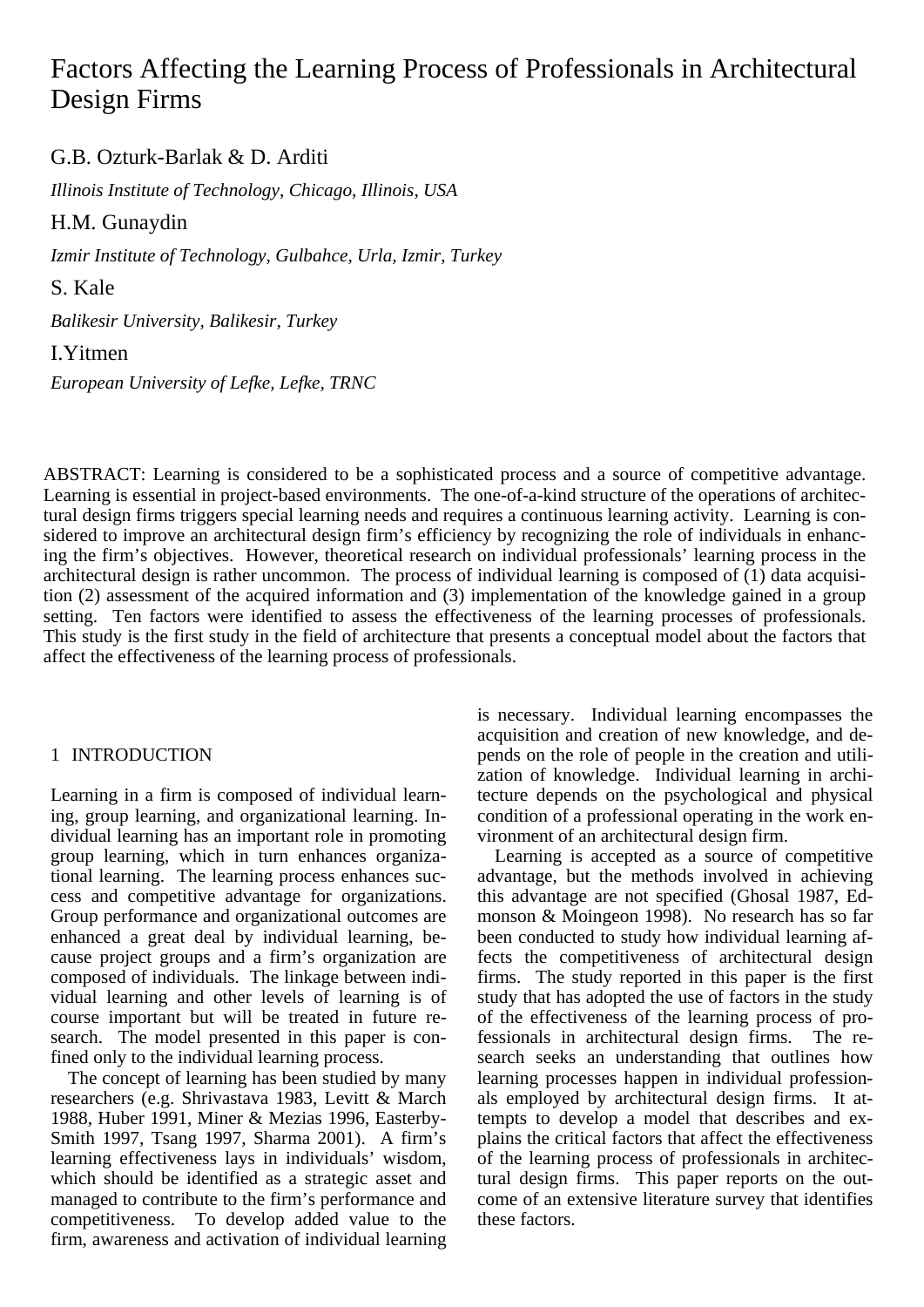# Factors Affecting the Learning Process of Professionals in Architectural Design Firms

G.B. Ozturk-Barlak & D. Arditi

*Illinois Institute of Technology, Chicago, Illinois, USA*

H.M. Gunaydin

*Izmir Institute of Technology, Gulbahce, Urla, Izmir, Turkey*

S. Kale

*Balikesir University, Balikesir, Turkey*

I.Yitmen

*European University of Lefke, Lefke, TRNC*

ABSTRACT: Learning is considered to be a sophisticated process and a source of competitive advantage. Learning is essential in project-based environments. The one-of-a-kind structure of the operations of architectural design firms triggers special learning needs and requires a continuous learning activity. Learning is considered to improve an architectural design firm's efficiency by recognizing the role of individuals in enhancing the firm's objectives. However, theoretical research on individual professionals' learning process in the architectural design is rather uncommon. The process of individual learning is composed of (1) data acquisition (2) assessment of the acquired information and (3) implementation of the knowledge gained in a group setting. Ten factors were identified to assess the effectiveness of the learning processes of professionals. This study is the first study in the field of architecture that presents a conceptual model about the factors that affect the effectiveness of the learning process of professionals.

## 1 INTRODUCTION

Learning in a firm is composed of individual learning, group learning, and organizational learning. Individual learning has an important role in promoting group learning, which in turn enhances organizational learning. The learning process enhances success and competitive advantage for organizations. Group performance and organizational outcomes are enhanced a great deal by individual learning, because project groups and a firm's organization are composed of individuals. The linkage between individual learning and other levels of learning is of course important but will be treated in future research. The model presented in this paper is confined only to the individual learning process.

The concept of learning has been studied by many researchers (e.g. Shrivastava 1983, Levitt & March 1988, Huber 1991, Miner & Mezias 1996, Easterby-Smith 1997, Tsang 1997, Sharma 2001). A firm's learning effectiveness lays in individuals' wisdom, which should be identified as a strategic asset and managed to contribute to the firm's performance and competitiveness. To develop added value to the firm, awareness and activation of individual learning is necessary. Individual learning encompasses the acquisition and creation of new knowledge, and depends on the role of people in the creation and utilization of knowledge. Individual learning in architecture depends on the psychological and physical condition of a professional operating in the work environment of an architectural design firm.

Learning is accepted as a source of competitive advantage, but the methods involved in achieving this advantage are not specified (Ghosal 1987, Edmonson & Moingeon 1998). No research has so far been conducted to study how individual learning affects the competitiveness of architectural design firms. The study reported in this paper is the first study that has adopted the use of factors in the study of the effectiveness of the learning process of professionals in architectural design firms. The research seeks an understanding that outlines how learning processes happen in individual professionals employed by architectural design firms. It attempts to develop a model that describes and explains the critical factors that affect the effectiveness of the learning process of professionals in architectural design firms. This paper reports on the outcome of an extensive literature survey that identifies these factors.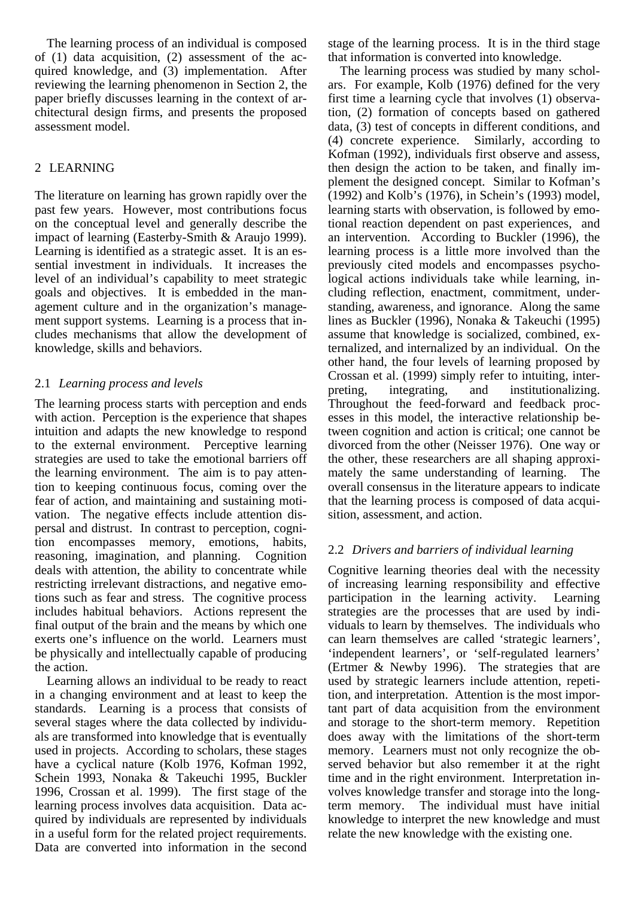The learning process of an individual is composed of (1) data acquisition, (2) assessment of the acquired knowledge, and (3) implementation. After reviewing the learning phenomenon in Section 2, the paper briefly discusses learning in the context of architectural design firms, and presents the proposed assessment model.

## 2 LEARNING

The literature on learning has grown rapidly over the past few years. However, most contributions focus on the conceptual level and generally describe the impact of learning (Easterby-Smith & Araujo 1999). Learning is identified as a strategic asset. It is an essential investment in individuals. It increases the level of an individual's capability to meet strategic goals and objectives. It is embedded in the management culture and in the organization's management support systems. Learning is a process that includes mechanisms that allow the development of knowledge, skills and behaviors.

### 2.1 *Learning process and levels*

The learning process starts with perception and ends with action. Perception is the experience that shapes intuition and adapts the new knowledge to respond to the external environment. Perceptive learning strategies are used to take the emotional barriers off the learning environment. The aim is to pay attention to keeping continuous focus, coming over the fear of action, and maintaining and sustaining motivation. The negative effects include attention dispersal and distrust. In contrast to perception, cognition encompasses memory, emotions, habits, reasoning, imagination, and planning. Cognition deals with attention, the ability to concentrate while restricting irrelevant distractions, and negative emotions such as fear and stress. The cognitive process includes habitual behaviors. Actions represent the final output of the brain and the means by which one exerts one's influence on the world. Learners must be physically and intellectually capable of producing the action.

Learning allows an individual to be ready to react in a changing environment and at least to keep the standards. Learning is a process that consists of several stages where the data collected by individuals are transformed into knowledge that is eventually used in projects. According to scholars, these stages have a cyclical nature (Kolb 1976, Kofman 1992, Schein 1993, Nonaka & Takeuchi 1995, Buckler 1996, Crossan et al. 1999). The first stage of the learning process involves data acquisition. Data acquired by individuals are represented by individuals in a useful form for the related project requirements. Data are converted into information in the second stage of the learning process. It is in the third stage that information is converted into knowledge.

The learning process was studied by many scholars. For example, Kolb (1976) defined for the very first time a learning cycle that involves (1) observation, (2) formation of concepts based on gathered data, (3) test of concepts in different conditions, and (4) concrete experience. Similarly, according to Kofman (1992), individuals first observe and assess, then design the action to be taken, and finally implement the designed concept. Similar to Kofman's (1992) and Kolb's (1976), in Schein's (1993) model, learning starts with observation, is followed by emotional reaction dependent on past experiences, and an intervention. According to Buckler (1996), the learning process is a little more involved than the previously cited models and encompasses psychological actions individuals take while learning, including reflection, enactment, commitment, understanding, awareness, and ignorance. Along the same lines as Buckler (1996), Nonaka & Takeuchi (1995) assume that knowledge is socialized, combined, externalized, and internalized by an individual. On the other hand, the four levels of learning proposed by Crossan et al. (1999) simply refer to intuiting, interpreting, integrating, and institutionalizing. Throughout the feed-forward and feedback processes in this model, the interactive relationship between cognition and action is critical; one cannot be divorced from the other (Neisser 1976). One way or the other, these researchers are all shaping approximately the same understanding of learning. The overall consensus in the literature appears to indicate that the learning process is composed of data acquisition, assessment, and action.

### 2.2 *Drivers and barriers of individual learning*

Cognitive learning theories deal with the necessity of increasing learning responsibility and effective participation in the learning activity. Learning strategies are the processes that are used by individuals to learn by themselves. The individuals who can learn themselves are called 'strategic learners', 'independent learners', or 'self-regulated learners' (Ertmer & Newby 1996). The strategies that are used by strategic learners include attention, repetition, and interpretation. Attention is the most important part of data acquisition from the environment and storage to the short-term memory. Repetition does away with the limitations of the short-term memory. Learners must not only recognize the observed behavior but also remember it at the right time and in the right environment. Interpretation involves knowledge transfer and storage into the long-term memory. The individual must have initial knowledge to interpret the new knowledge and must relate the new knowledge with the existing one.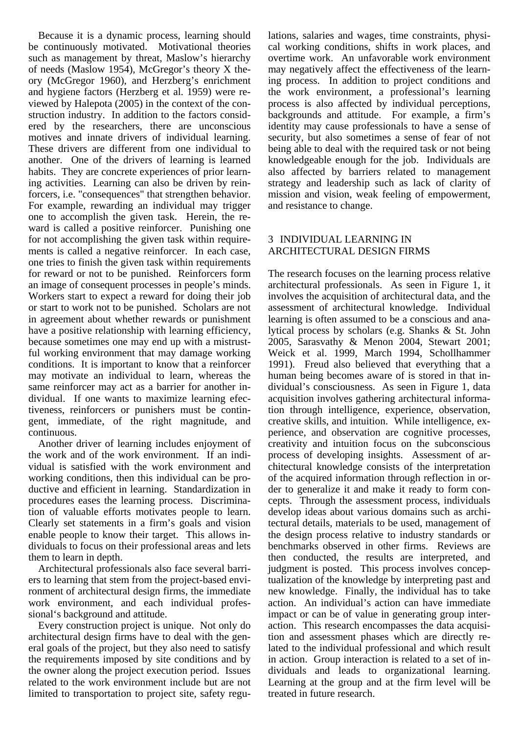Because it is a dynamic process, learning should be continuously motivated. Motivational theories such as management by threat, Maslow's hierarchy of needs (Maslow 1954), McGregor's theory X theory (McGregor 1960), and Herzberg's enrichment and hygiene factors (Herzberg et al. 1959) were reviewed by Halepota (2005) in the context of the construction industry. In addition to the factors considered by the researchers, there are unconscious motives and innate drivers of individual learning. These drivers are different from one individual to another. One of the drivers of learning is learned habits. They are concrete experiences of prior learning activities. Learning can also be driven by reinforcers, i.e. "consequences" that strengthen behavior. For example, rewarding an individual may trigger one to accomplish the given task. Herein, the reward is called a positive reinforcer. Punishing one for not accomplishing the given task within requirements is called a negative reinforcer. In each case, one tries to finish the given task within requirements for reward or not to be punished. Reinforcers form an image of consequent processes in people's minds. Workers start to expect a reward for doing their job or start to work not to be punished. Scholars are not in agreement about whether rewards or punishment have a positive relationship with learning efficiency, because sometimes one may end up with a mistrustful working environment that may damage working conditions. It is important to know that a reinforcer may motivate an individual to learn, whereas the same reinforcer may act as a barrier for another individual. If one wants to maximize learning efectiveness, reinforcers or punishers must be contingent, immediate, of the right magnitude, and continuous.

Another driver of learning includes enjoyment of the work and of the work environment. If an individual is satisfied with the work environment and working conditions, then this individual can be productive and efficient in learning. Standardization in procedures eases the learning process. Discrimination of valuable efforts motivates people to learn. Clearly set statements in a firm's goals and vision enable people to know their target. This allows individuals to focus on their professional areas and lets them to learn in depth.

Architectural professionals also face several barriers to learning that stem from the project-based environment of architectural design firms, the immediate work environment, and each individual professional's background and attitude.

Every construction project is unique. Not only do architectural design firms have to deal with the general goals of the project, but they also need to satisfy the requirements imposed by site conditions and by the owner along the project execution period. Issues related to the work environment include but are not limited to transportation to project site, safety regulations, salaries and wages, time constraints, physical working conditions, shifts in work places, and overtime work. An unfavorable work environment may negatively affect the effectiveness of the learning process. In addition to project conditions and the work environment, a professional's learning process is also affected by individual perceptions, backgrounds and attitude. For example, a firm's identity may cause professionals to have a sense of security, but also sometimes a sense of fear of not being able to deal with the required task or not being knowledgeable enough for the job. Individuals are also affected by barriers related to management strategy and leadership such as lack of clarity of mission and vision, weak feeling of empowerment, and resistance to change.

## 3 INDIVIDUAL LEARNING IN ARCHITECTURAL DESIGN FIRMS

The research focuses on the learning process relative architectural professionals. As seen in Figure 1, it involves the acquisition of architectural data, and the assessment of architectural knowledge. Individual learning is often assumed to be a conscious and analytical process by scholars (e.g. Shanks & St. John 2005, Sarasvathy & Menon 2004, Stewart 2001; Weick et al. 1999, March 1994, Schollhammer 1991). Freud also believed that everything that a human being becomes aware of is stored in that individual's consciousness. As seen in Figure 1, data acquisition involves gathering architectural information through intelligence, experience, observation, creative skills, and intuition. While intelligence, experience, and observation are cognitive processes, creativity and intuition focus on the subconscious process of developing insights. Assessment of architectural knowledge consists of the interpretation of the acquired information through reflection in order to generalize it and make it ready to form concepts. Through the assessment process, individuals develop ideas about various domains such as architectural details, materials to be used, management of the design process relative to industry standards or benchmarks observed in other firms. Reviews are then conducted, the results are interpreted, and judgment is posted. This process involves conceptualization of the knowledge by interpreting past and new knowledge. Finally, the individual has to take action. An individual's action can have immediate impact or can be of value in generating group interaction. This research encompasses the data acquisition and assessment phases which are directly related to the individual professional and which result in action. Group interaction is related to a set of individuals and leads to organizational learning. Learning at the group and at the firm level will be treated in future research.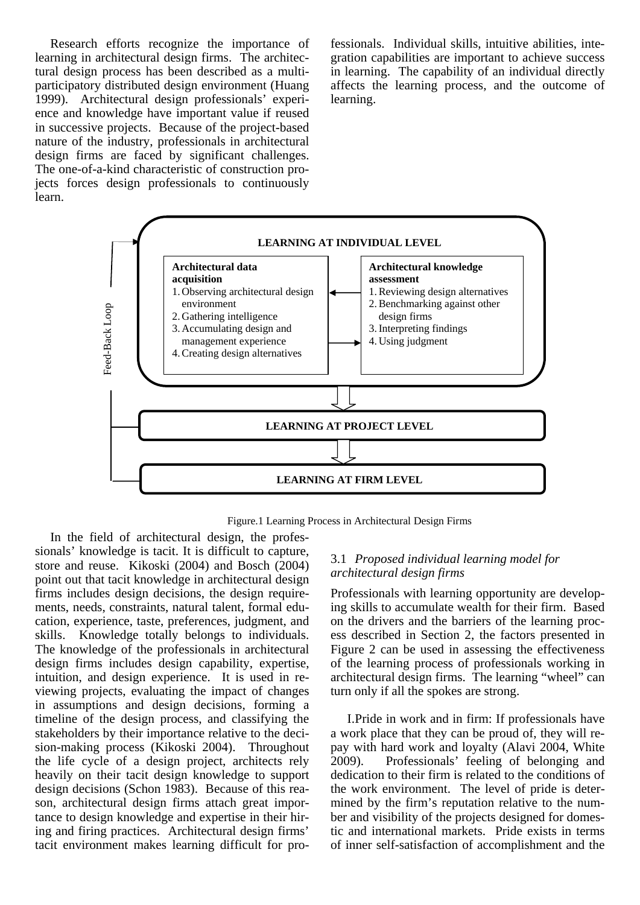Research efforts recognize the importance of learning in architectural design firms. The architectural design process has been described as a multi-participatory distributed design environment (Huang 1999). Architectural design professionals' experience and knowledge have important value if reused in successive projects. Because of the project-based nature of the industry, professionals in architectural design firms are faced by significant challenges. The one-of-a-kind characteristic of construction projects forces design professionals to continuously learn.

fessionals. Individual skills, intuitive abilities, integration capabilities are important to achieve success in learning. The capability of an individual directly affects the learning process, and the outcome of learning.

**LEARNING AT INDIVIDUAL LEVEL**

**Architectural data acquisition**
1. Observing architectural design environment
2. Gathering intelligence
3. Accumulating design and management experience
4. Creating design alternatives

**Architectural knowledge assessment**
1. Reviewing design alternatives
2. Benchmarking against other design firms
3. Interpreting findings
4. Using judgment

**LEARNING AT PROJECT LEVEL**

**LEARNING AT FIRM LEVEL**

Feed-Back Loop

Figure.1 Learning Process in Architectural Design Firms

In the field of architectural design, the professionals' knowledge is tacit. It is difficult to capture, store and reuse. Kikoski (2004) and Bosch (2004) point out that tacit knowledge in architectural design firms includes design decisions, the design requirements, needs, constraints, natural talent, formal education, experience, taste, preferences, judgment, and skills. Knowledge totally belongs to individuals. The knowledge of the professionals in architectural design firms includes design capability, expertise, intuition, and design experience. It is used in reviewing projects, evaluating the impact of changes in assumptions and design decisions, forming a timeline of the design process, and classifying the stakeholders by their importance relative to the decision-making process (Kikoski 2004). Throughout the life cycle of a design project, architects rely heavily on their tacit design knowledge to support design decisions (Schon 1983). Because of this reason, architectural design firms attach great importance to design knowledge and expertise in their hiring and firing practices. Architectural design firms' tacit environment makes learning difficult for professionals. Individual skills, intuitive abilities, integration capabilities are important to achieve success in learning. The capability of an individual directly affects the learning process, and the outcome of learning.

### 3.1 *Proposed individual learning model for architectural design firms*

Professionals with learning opportunity are developing skills to accumulate wealth for their firm. Based on the drivers and the barriers of the learning process described in Section 2, the factors presented in Figure 2 can be used in assessing the effectiveness of the learning process of professionals working in architectural design firms. The learning "wheel" can turn only if all the spokes are strong.

I. Pride in work and in firm: If professionals have a work place that they can be proud of, they will repay with hard work and loyalty (Alavi 2004, White 2009). Professionals' feeling of belonging and dedication to their firm is related to the conditions of the work environment. The level of pride is determined by the firm's reputation relative to the number and visibility of the projects designed for domestic and international markets. Pride exists in terms of inner self-satisfaction of accomplishment and the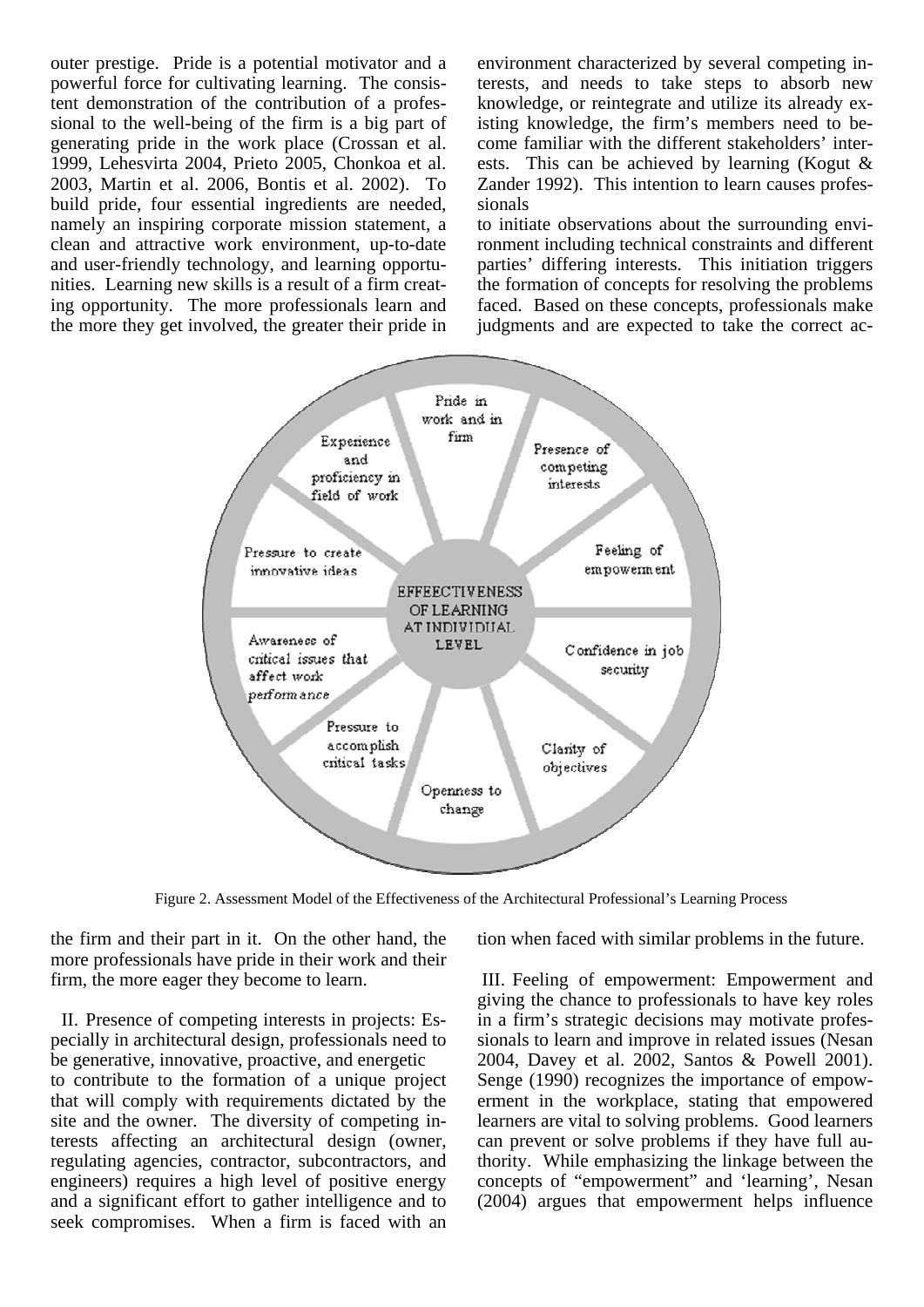outer prestige. Pride is a potential motivator and a powerful force for cultivating learning. The consistent demonstration of the contribution of a professional to the well-being of the firm is a big part of generating pride in the work place (Crossan et al. 1999, Lehesvirta 2004, Prieto 2005, Chonkoa et al. 2003, Martin et al. 2006, Bontis et al. 2002). To build pride, four essential ingredients are needed, namely an inspiring corporate mission statement, a clean and attractive work environment, up-to-date and user-friendly technology, and learning opportunities. Learning new skills is a result of a firm creating opportunity. The more professionals learn and the more they get involved, the greater their pride in the firm and their part in it. On the other hand, the more professionals have pride in their work and their firm, the more eager they become to learn.

II. Presence of competing interests in projects: Especially in architectural design, professionals need to be generative, innovative, proactive, and energetic to contribute to the formation of a unique project that will comply with requirements dictated by the site and the owner. The diversity of competing interests affecting an architectural design (owner, regulating agencies, contractor, subcontractors, and engineers) requires a high level of positive energy and a significant effort to gather intelligence and to seek compromises. When a firm is faced with an environment characterized by several competing interests, and needs to take steps to absorb new knowledge, or reintegrate and utilize its already existing knowledge, the firm's members need to become familiar with the different stakeholders' interests. This can be achieved by learning (Kogut & Zander 1992). This intention to learn causes professionals to initiate observations about the surrounding environment including technical constraints and different parties' differing interests. This initiation triggers the formation of concepts for resolving the problems faced. Based on these concepts, professionals make judgments and are expected to take the correct action when faced with similar problems in the future.

Figure 2. Assessment Model of the Effectiveness of the Architectural Professional's Learning Process

III. Feeling of empowerment: Empowerment and giving the chance to professionals to have key roles in a firm's strategic decisions may motivate professionals to learn and improve in related issues (Nesan 2004, Davey et al. 2002, Santos & Powell 2001). Senge (1990) recognizes the importance of empowerment in the workplace, stating that empowered learners are vital to solving problems. Good learners can prevent or solve problems if they have full authority. While emphasizing the linkage between the concepts of "empowerment" and 'learning', Nesan (2004) argues that empowerment helps influence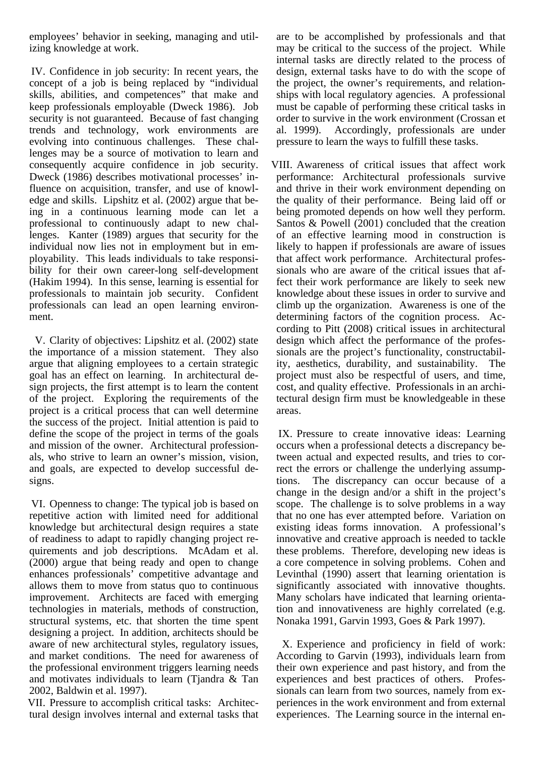employees' behavior in seeking, managing and utilizing knowledge at work.

IV. Confidence in job security: In recent years, the concept of a job is being replaced by "individual skills, abilities, and competences" that make and keep professionals employable (Dweck 1986). Job security is not guaranteed. Because of fast changing trends and technology, work environments are evolving into continuous challenges. These challenges may be a source of motivation to learn and consequently acquire confidence in job security. Dweck (1986) describes motivational processes' influence on acquisition, transfer, and use of knowledge and skills. Lipshitz et al. (2002) argue that being in a continuous learning mode can let a professional to continuously adapt to new challenges. Kanter (1989) argues that security for the individual now lies not in employment but in employability. This leads individuals to take responsibility for their own career-long self-development (Hakim 1994). In this sense, learning is essential for professionals to maintain job security. Confident professionals can lead an open learning environment.

V. Clarity of objectives: Lipshitz et al. (2002) state the importance of a mission statement. They also argue that aligning employees to a certain strategic goal has an effect on learning. In architectural design projects, the first attempt is to learn the content of the project. Exploring the requirements of the project is a critical process that can well determine the success of the project. Initial attention is paid to define the scope of the project in terms of the goals and mission of the owner. Architectural professionals, who strive to learn an owner's mission, vision, and goals, are expected to develop successful designs.

VI. Openness to change: The typical job is based on repetitive action with limited need for additional knowledge but architectural design requires a state of readiness to adapt to rapidly changing project requirements and job descriptions. McAdam et al. (2000) argue that being ready and open to change enhances professionals' competitive advantage and allows them to move from status quo to continuous improvement. Architects are faced with emerging technologies in materials, methods of construction, structural systems, etc. that shorten the time spent designing a project. In addition, architects should be aware of new architectural styles, regulatory issues, and market conditions. The need for awareness of the professional environment triggers learning needs and motivates individuals to learn (Tjandra & Tan 2002, Baldwin et al. 1997).

VII. Pressure to accomplish critical tasks: Architectural design involves internal and external tasks that are to be accomplished by professionals and that may be critical to the success of the project. While internal tasks are directly related to the process of design, external tasks have to do with the scope of the project, the owner's requirements, and relationships with local regulatory agencies. A professional must be capable of performing these critical tasks in order to survive in the work environment (Crossan et al. 1999). Accordingly, professionals are under pressure to learn the ways to fulfill these tasks.

VIII. Awareness of critical issues that affect work performance: Architectural professionals survive and thrive in their work environment depending on the quality of their performance. Being laid off or being promoted depends on how well they perform. Santos & Powell (2001) concluded that the creation of an effective learning mood in construction is likely to happen if professionals are aware of issues that affect work performance. Architectural professionals who are aware of the critical issues that affect their work performance are likely to seek new knowledge about these issues in order to survive and climb up the organization. Awareness is one of the determining factors of the cognition process. According to Pitt (2008) critical issues in architectural design which affect the performance of the professionals are the project's functionality, constructability, aesthetics, durability, and sustainability. The project must also be respectful of users, and time, cost, and quality effective. Professionals in an architectural design firm must be knowledgeable in these areas.

IX. Pressure to create innovative ideas: Learning occurs when a professional detects a discrepancy between actual and expected results, and tries to correct the errors or challenge the underlying assumptions. The discrepancy can occur because of a change in the design and/or a shift in the project's scope. The challenge is to solve problems in a way that no one has ever attempted before. Variation on existing ideas forms innovation. A professional's innovative and creative approach is needed to tackle these problems. Therefore, developing new ideas is a core competence in solving problems. Cohen and Levinthal (1990) assert that learning orientation is significantly associated with innovative thoughts. Many scholars have indicated that learning orientation and innovativeness are highly correlated (e.g. Nonaka 1991, Garvin 1993, Goes & Park 1997).

X. Experience and proficiency in field of work: According to Garvin (1993), individuals learn from their own experience and past history, and from the experiences and best practices of others. Professionals can learn from two sources, namely from experiences in the work environment and from external experiences. The Learning source in the internal en-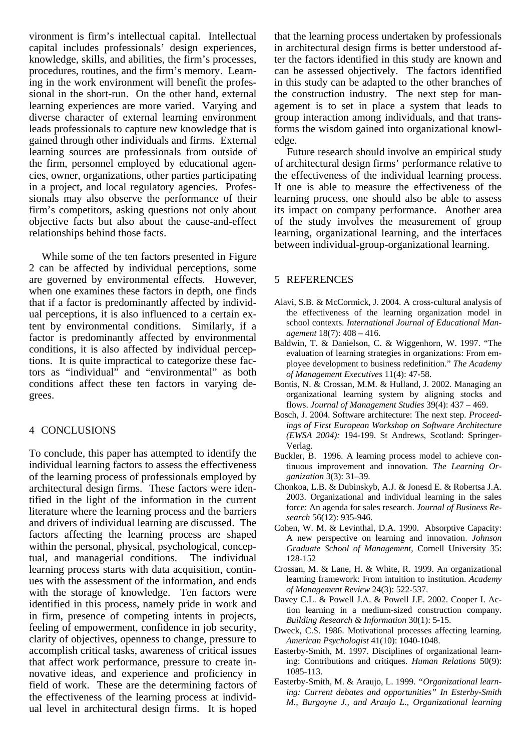vironment is firm's intellectual capital. Intellectual capital includes professionals' design experiences, knowledge, skills, and abilities, the firm's processes, procedures, routines, and the firm's memory. Learning in the work environment will benefit the professional in the short-run. On the other hand, external learning experiences are more varied. Varying and diverse character of external learning environment leads professionals to capture new knowledge that is gained through other individuals and firms. External learning sources are professionals from outside of the firm, personnel employed by educational agencies, owner, organizations, other parties participating in a project, and local regulatory agencies. Professionals may also observe the performance of their firm's competitors, asking questions not only about objective facts but also about the cause-and-effect relationships behind those facts.

While some of the ten factors presented in Figure 2 can be affected by individual perceptions, some are governed by environmental effects. However, when one examines these factors in depth, one finds that if a factor is predominantly affected by individual perceptions, it is also influenced to a certain extent by environmental conditions. Similarly, if a factor is predominantly affected by environmental conditions, it is also affected by individual perceptions. It is quite impractical to categorize these factors as "individual" and "environmental" as both conditions affect these ten factors in varying degrees.

## 4 CONCLUSIONS

To conclude, this paper has attempted to identify the individual learning factors to assess the effectiveness of the learning process of professionals employed by architectural design firms. These factors were identified in the light of the information in the current literature where the learning process and the barriers and drivers of individual learning are discussed. The factors affecting the learning process are shaped within the personal, physical, psychological, conceptual, and managerial conditions. The individual learning process starts with data acquisition, continues with the assessment of the information, and ends with the storage of knowledge. Ten factors were identified in this process, namely pride in work and in firm, presence of competing intents in projects, feeling of empowerment, confidence in job security, clarity of objectives, openness to change, pressure to accomplish critical tasks, awareness of critical issues that affect work performance, pressure to create innovative ideas, and experience and proficiency in field of work. These are the determining factors of the effectiveness of the learning process at individual level in architectural design firms. It is hoped that the learning process undertaken by professionals in architectural design firms is better understood after the factors identified in this study are known and can be assessed objectively. The factors identified in this study can be adapted to the other branches of the construction industry. The next step for management is to set in place a system that leads to group interaction among individuals, and that transforms the wisdom gained into organizational knowledge.

Future research should involve an empirical study of architectural design firms' performance relative to the effectiveness of the individual learning process. If one is able to measure the effectiveness of the learning process, one should also be able to assess its impact on company performance. Another area of the study involves the measurement of group learning, organizational learning, and the interfaces between individual-group-organizational learning.

## 5 REFERENCES

Alavi, S.B. & McCormick, J. 2004. A cross-cultural analysis of the effectiveness of the learning organization model in school contexts. *International Journal of Educational Management* 18(7): 408 – 416.

Baldwin, T. & Danielson, C. & Wiggenhorn, W. 1997. "The evaluation of learning strategies in organizations: From employee development to business redefinition." *The Academy of Management Executives* 11(4): 47-58.

Bontis, N. & Crossan, M.M. & Hulland, J. 2002. Managing an organizational learning system by aligning stocks and flows. *Journal of Management Studies* 39(4): 437 – 469.

Bosch, J. 2004. Software architecture: The next step. *Proceedings of First European Workshop on Software Architecture (EWSA 2004):* 194-199. St Andrews, Scotland: Springer-Verlag.

Buckler, B. 1996. A learning process model to achieve continuous improvement and innovation. *The Learning Organization* 3(3): 31–39.

Chonkoa, L.B. & Dubinskyb, A.J. & Jonesd E. & Robertsa J.A. 2003. Organizational and individual learning in the sales force: An agenda for sales research. *Journal of Business Research* 56(12): 935-946.

Cohen, W. M. & Levinthal, D.A. 1990. Absorptive Capacity: A new perspective on learning and innovation. *Johnson Graduate School of Management*, Cornell University 35: 128-152

Crossan, M. & Lane, H. & White, R. 1999. An organizational learning framework: From intuition to institution. *Academy of Management Review* 24(3): 522-537.

Davey C.L. & Powell J.A. & Powell J.E. 2002. Cooper I. Action learning in a medium-sized construction company. *Building Research & Information* 30(1): 5-15.

Dweck, C.S. 1986. Motivational processes affecting learning. *American Psychologist* 41(10): 1040-1048.

Easterby-Smith, M. 1997. Disciplines of organizational learning: Contributions and critiques. *Human Relations* 50(9): 1085-113.

Easterby-Smith, M. & Araujo, L. 1999. "*Organizational learning: Current debates and opportunities" In Esterby-Smith M., Burgoyne J., and Araujo L., Organizational learning*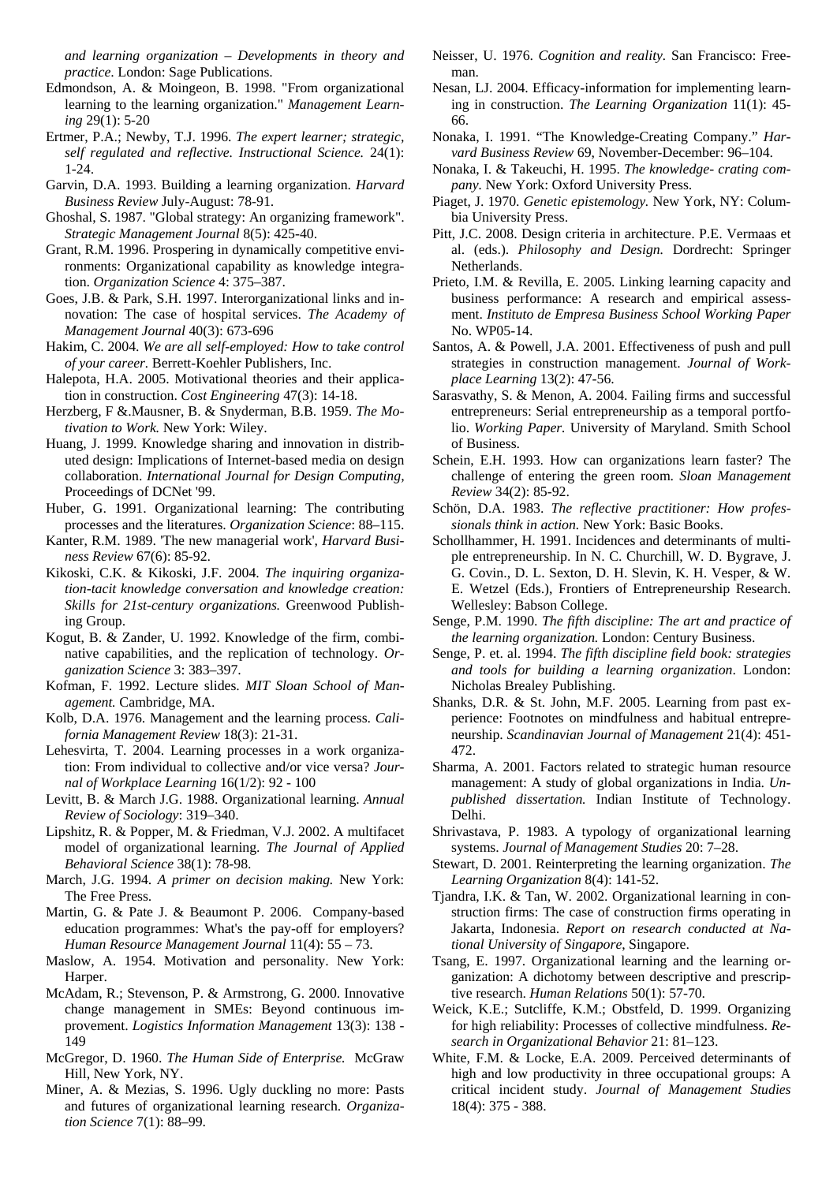*and learning organization – Developments in theory and practice*. London: Sage Publications.

Edmondson, A. & Moingeon, B. 1998. "From organizational learning to the learning organization." *Management Learning* 29(1): 5-20

Ertmer, P.A.; Newby, T.J. 1996. *The expert learner; strategic, self regulated and reflective. Instructional Science.* 24(1): 1-24.

Garvin, D.A. 1993. Building a learning organization. *Harvard Business Review* July-August: 78-91.

Ghoshal, S. 1987. "Global strategy: An organizing framework". *Strategic Management Journal* 8(5): 425-40.

Grant, R.M. 1996. Prospering in dynamically competitive environments: Organizational capability as knowledge integration. *Organization Science* 4: 375–387.

Goes, J.B. & Park, S.H. 1997. Interorganizational links and innovation: The case of hospital services. *The Academy of Management Journal* 40(3): 673-696

Hakim, C. 2004. *We are all self-employed: How to take control of your career*. Berrett-Koehler Publishers, Inc.

Halepota, H.A. 2005. Motivational theories and their application in construction. *Cost Engineering* 47(3): 14-18.

Herzberg, F &.Mausner, B. & Snyderman, B.B. 1959. *The Motivation to Work.* New York: Wiley.

Huang, J. 1999. Knowledge sharing and innovation in distributed design: Implications of Internet-based media on design collaboration. *International Journal for Design Computing,* Proceedings of DCNet '99.

Huber, G. 1991. Organizational learning: The contributing processes and the literatures. *Organization Science*: 88–115.

Kanter, R.M. 1989. 'The new managerial work', *Harvard Business Review* 67(6): 85-92.

Kikoski, C.K. & Kikoski, J.F. 2004. *The inquiring organization-tacit knowledge conversation and knowledge creation: Skills for 21st-century organizations.* Greenwood Publishing Group.

Kogut, B. & Zander, U. 1992. Knowledge of the firm, combinative capabilities, and the replication of technology. *Organization Science* 3: 383–397.

Kofman, F. 1992. Lecture slides. *MIT Sloan School of Management.* Cambridge, MA.

Kolb, D.A. 1976. Management and the learning process. *California Management Review* 18(3): 21-31.

Lehesvirta, T. 2004. Learning processes in a work organization: From individual to collective and/or vice versa? *Journal of Workplace Learning* 16(1/2): 92 - 100

Levitt, B. & March J.G. 1988. Organizational learning. *Annual Review of Sociology*: 319–340.

Lipshitz, R. & Popper, M. & Friedman, V.J. 2002. A multifacet model of organizational learning. *The Journal of Applied Behavioral Science* 38(1): 78-98.

March, J.G. 1994. *A primer on decision making.* New York: The Free Press.

Martin, G. & Pate J. & Beaumont P. 2006. Company-based education programmes: What's the pay-off for employers? *Human Resource Management Journal* 11(4): 55 – 73.

Maslow, A. 1954. Motivation and personality. New York: Harper.

McAdam, R.; Stevenson, P. & Armstrong, G. 2000. Innovative change management in SMEs: Beyond continuous improvement. *Logistics Information Management* 13(3): 138 - 149

McGregor, D. 1960. *The Human Side of Enterprise.* McGraw Hill, New York, NY.

Miner, A. & Mezias, S. 1996. Ugly duckling no more: Pasts and futures of organizational learning research. *Organization Science* 7(1): 88–99.

Neisser, U. 1976. *Cognition and reality.* San Francisco: Freeman.

Nesan, LJ. 2004. Efficacy-information for implementing learning in construction. *The Learning Organization* 11(1): 45-66.

Nonaka, I. 1991. "The Knowledge-Creating Company." *Harvard Business Review* 69, November-December: 96–104.

Nonaka, I. & Takeuchi, H. 1995. *The knowledge- crating company.* New York: Oxford University Press.

Piaget, J. 1970. *Genetic epistemology.* New York, NY: Columbia University Press.

Pitt, J.C. 2008. Design criteria in architecture. P.E. Vermaas et al. (eds.). *Philosophy and Design.* Dordrecht: Springer Netherlands.

Prieto, I.M. & Revilla, E. 2005. Linking learning capacity and business performance: A research and empirical assessment. *Instituto de Empresa Business School Working Paper* No. WP05-14.

Santos, A. & Powell, J.A. 2001. Effectiveness of push and pull strategies in construction management. *Journal of Workplace Learning* 13(2): 47-56.

Sarasvathy, S. & Menon, A. 2004. Failing firms and successful entrepreneurs: Serial entrepreneurship as a temporal portfolio. *Working Paper.* University of Maryland. Smith School of Business.

Schein, E.H. 1993. How can organizations learn faster? The challenge of entering the green room. *Sloan Management Review* 34(2): 85-92.

Schön, D.A. 1983. *The reflective practitioner: How professionals think in action.* New York: Basic Books.

Schollhammer, H. 1991. Incidences and determinants of multiple entrepreneurship. In N. C. Churchill, W. D. Bygrave, J. G. Covin., D. L. Sexton, D. H. Slevin, K. H. Vesper, & W. E. Wetzel (Eds.), Frontiers of Entrepreneurship Research. Wellesley: Babson College.

Senge, P.M. 1990. *The fifth discipline: The art and practice of the learning organization.* London: Century Business.

Senge, P. et. al. 1994. *The fifth discipline field book: strategies and tools for building a learning organization*. London: Nicholas Brealey Publishing.

Shanks, D.R. & St. John, M.F. 2005. Learning from past experience: Footnotes on mindfulness and habitual entrepreneurship. *Scandinavian Journal of Management* 21(4): 451-472.

Sharma, A. 2001. Factors related to strategic human resource management: A study of global organizations in India. *Unpublished dissertation.* Indian Institute of Technology. Delhi.

Shrivastava, P. 1983. A typology of organizational learning systems. *Journal of Management Studies* 20: 7–28.

Stewart, D. 2001. Reinterpreting the learning organization. *The Learning Organization* 8(4): 141-52.

Tjandra, I.K. & Tan, W. 2002. Organizational learning in construction firms: The case of construction firms operating in Jakarta, Indonesia. *Report on research conducted at National University of Singapore*, Singapore.

Tsang, E. 1997. Organizational learning and the learning organization: A dichotomy between descriptive and prescriptive research. *Human Relations* 50(1): 57-70.

Weick, K.E.; Sutcliffe, K.M.; Obstfeld, D. 1999. Organizing for high reliability: Processes of collective mindfulness. *Research in Organizational Behavior* 21: 81–123.

White, F.M. & Locke, E.A. 2009. Perceived determinants of high and low productivity in three occupational groups: A critical incident study. *Journal of Management Studies* 18(4): 375 - 388.